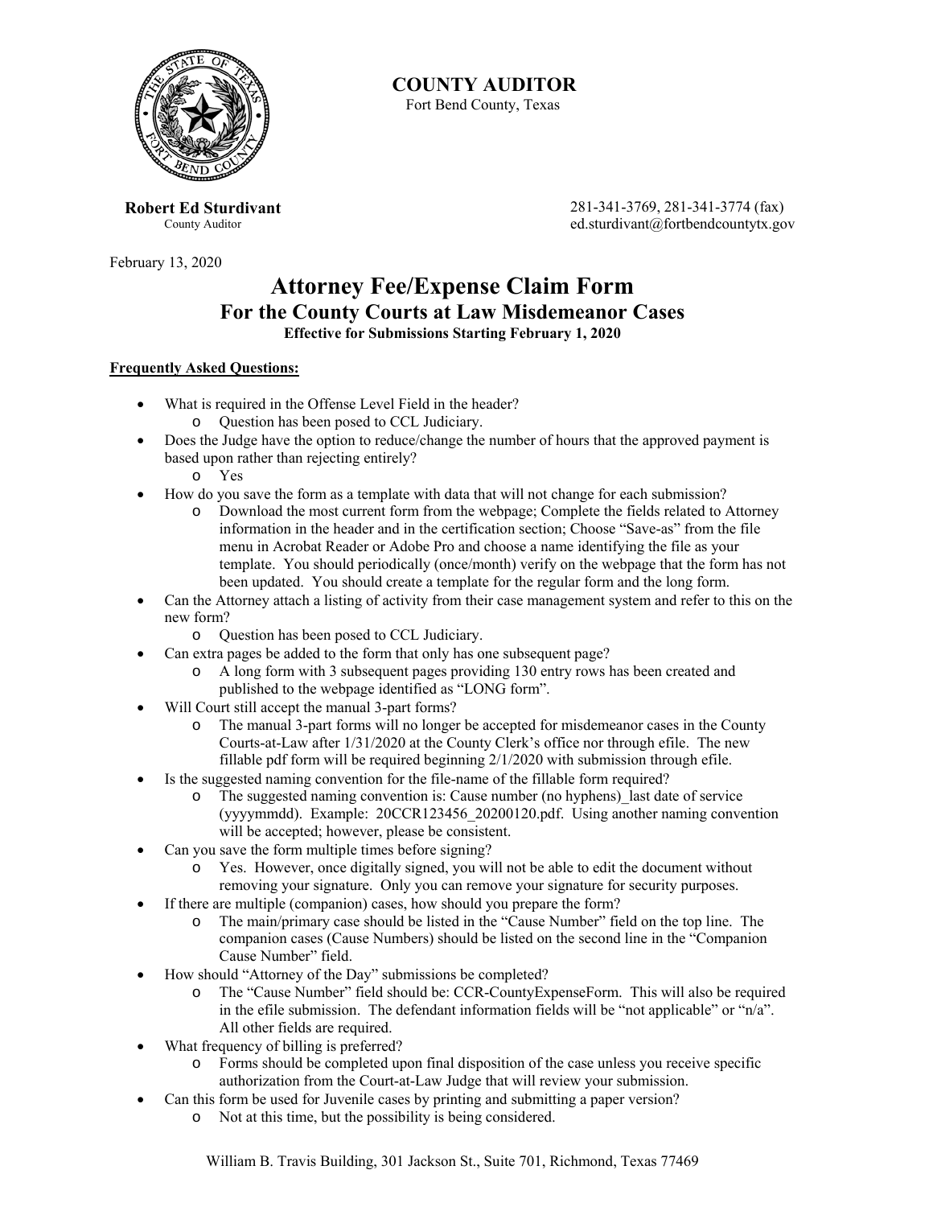**COUNTY AUDITOR**
Fort Bend County, Texas

**Robert Ed Sturdivant**
County Auditor

281-341-3769, 281-341-3774 (fax)
ed.sturdivant@fortbendcountytx.gov

February 13, 2020

# Attorney Fee/Expense Claim Form
## For the County Courts at Law Misdemeanor Cases
### Effective for Submissions Starting February 1, 2020

**Frequently Asked Questions:**

- What is required in the Offense Level Field in the header?
  - Question has been posed to CCL Judiciary.
- Does the Judge have the option to reduce/change the number of hours that the approved payment is based upon rather than rejecting entirely?
  - Yes
- How do you save the form as a template with data that will not change for each submission?
  - Download the most current form from the webpage; Complete the fields related to Attorney information in the header and in the certification section; Choose "Save-as" from the file menu in Acrobat Reader or Adobe Pro and choose a name identifying the file as your template. You should periodically (once/month) verify on the webpage that the form has not been updated. You should create a template for the regular form and the long form.
- Can the Attorney attach a listing of activity from their case management system and refer to this on the new form?
  - Question has been posed to CCL Judiciary.
- Can extra pages be added to the form that only has one subsequent page?
  - A long form with 3 subsequent pages providing 130 entry rows has been created and published to the webpage identified as "LONG form".
- Will Court still accept the manual 3-part forms?
  - The manual 3-part forms will no longer be accepted for misdemeanor cases in the County Courts-at-Law after 1/31/2020 at the County Clerk's office nor through efile. The new fillable pdf form will be required beginning 2/1/2020 with submission through efile.
- Is the suggested naming convention for the file-name of the fillable form required?
  - The suggested naming convention is: Cause number (no hyphens)_last date of service (yyyymmdd). Example: 20CCR123456_20200120.pdf. Using another naming convention will be accepted; however, please be consistent.
- Can you save the form multiple times before signing?
  - Yes. However, once digitally signed, you will not be able to edit the document without removing your signature. Only you can remove your signature for security purposes.
- If there are multiple (companion) cases, how should you prepare the form?
  - The main/primary case should be listed in the "Cause Number" field on the top line. The companion cases (Cause Numbers) should be listed on the second line in the "Companion Cause Number" field.
- How should "Attorney of the Day" submissions be completed?
  - The "Cause Number" field should be: CCR-CountyExpenseForm. This will also be required in the efile submission. The defendant information fields will be "not applicable" or "n/a". All other fields are required.
- What frequency of billing is preferred?
  - Forms should be completed upon final disposition of the case unless you receive specific authorization from the Court-at-Law Judge that will review your submission.
- Can this form be used for Juvenile cases by printing and submitting a paper version?
  - Not at this time, but the possibility is being considered.

William B. Travis Building, 301 Jackson St., Suite 701, Richmond, Texas 77469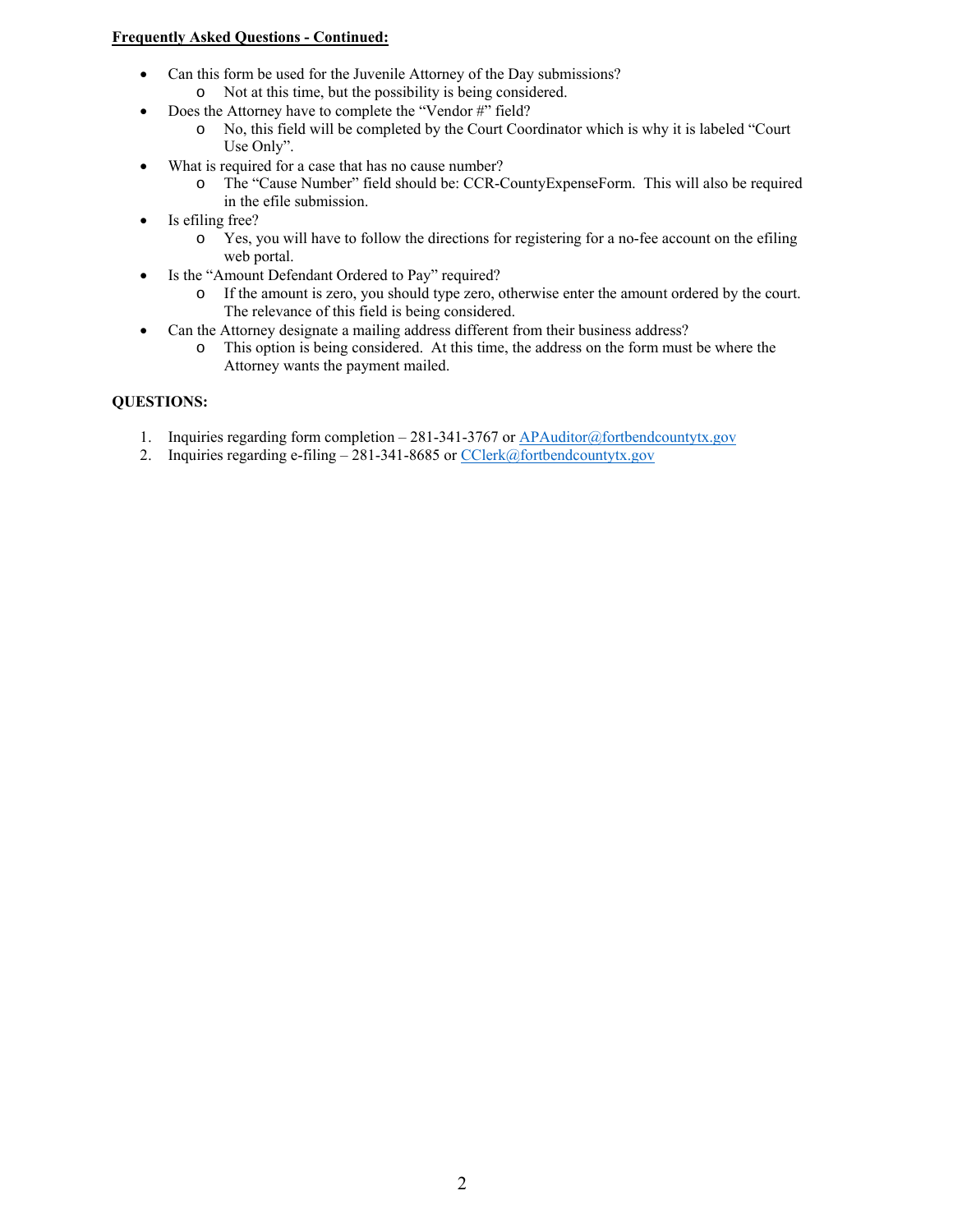**Frequently Asked Questions - Continued:**

- Can this form be used for the Juvenile Attorney of the Day submissions?
  - Not at this time, but the possibility is being considered.
- Does the Attorney have to complete the "Vendor #" field?
  - No, this field will be completed by the Court Coordinator which is why it is labeled "Court Use Only".
- What is required for a case that has no cause number?
  - The "Cause Number" field should be: CCR-CountyExpenseForm. This will also be required in the efile submission.
- Is efiling free?
  - Yes, you will have to follow the directions for registering for a no-fee account on the efiling web portal.
- Is the "Amount Defendant Ordered to Pay" required?
  - If the amount is zero, you should type zero, otherwise enter the amount ordered by the court. The relevance of this field is being considered.
- Can the Attorney designate a mailing address different from their business address?
  - This option is being considered. At this time, the address on the form must be where the Attorney wants the payment mailed.

**QUESTIONS:**

1. Inquiries regarding form completion – 281-341-3767 or APAuditor@fortbendcountytx.gov
2. Inquiries regarding e-filing – 281-341-8685 or CClerk@fortbendcountytx.gov